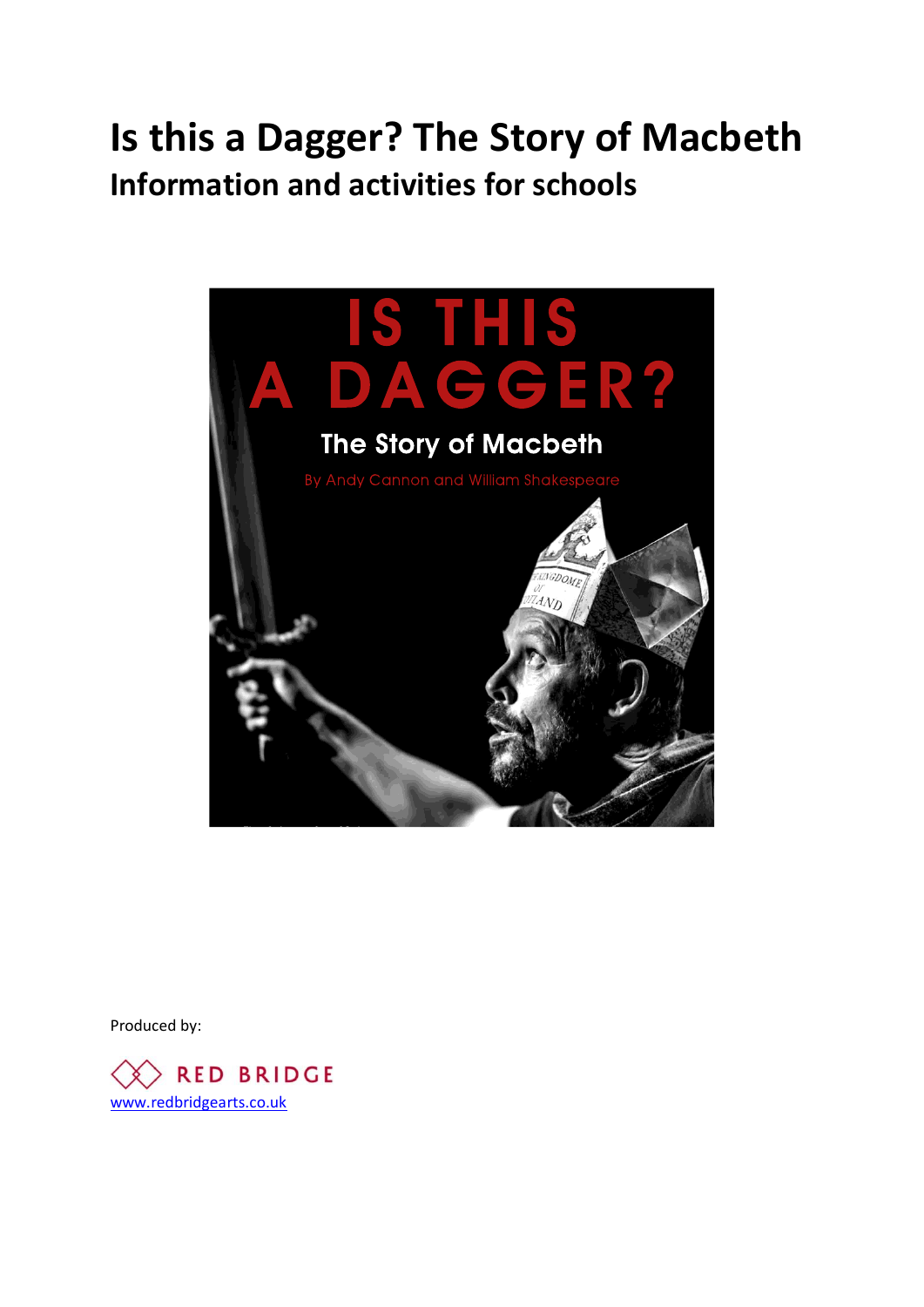# Is this a Dagger? The Story of Macbeth

## Information and activities for schools

IS THIS A DAGGER?

The Story of Macbeth

By Andy Cannon and William Shakespeare

Produced by:

RED BRIDGE

www.redbridgearts.co.uk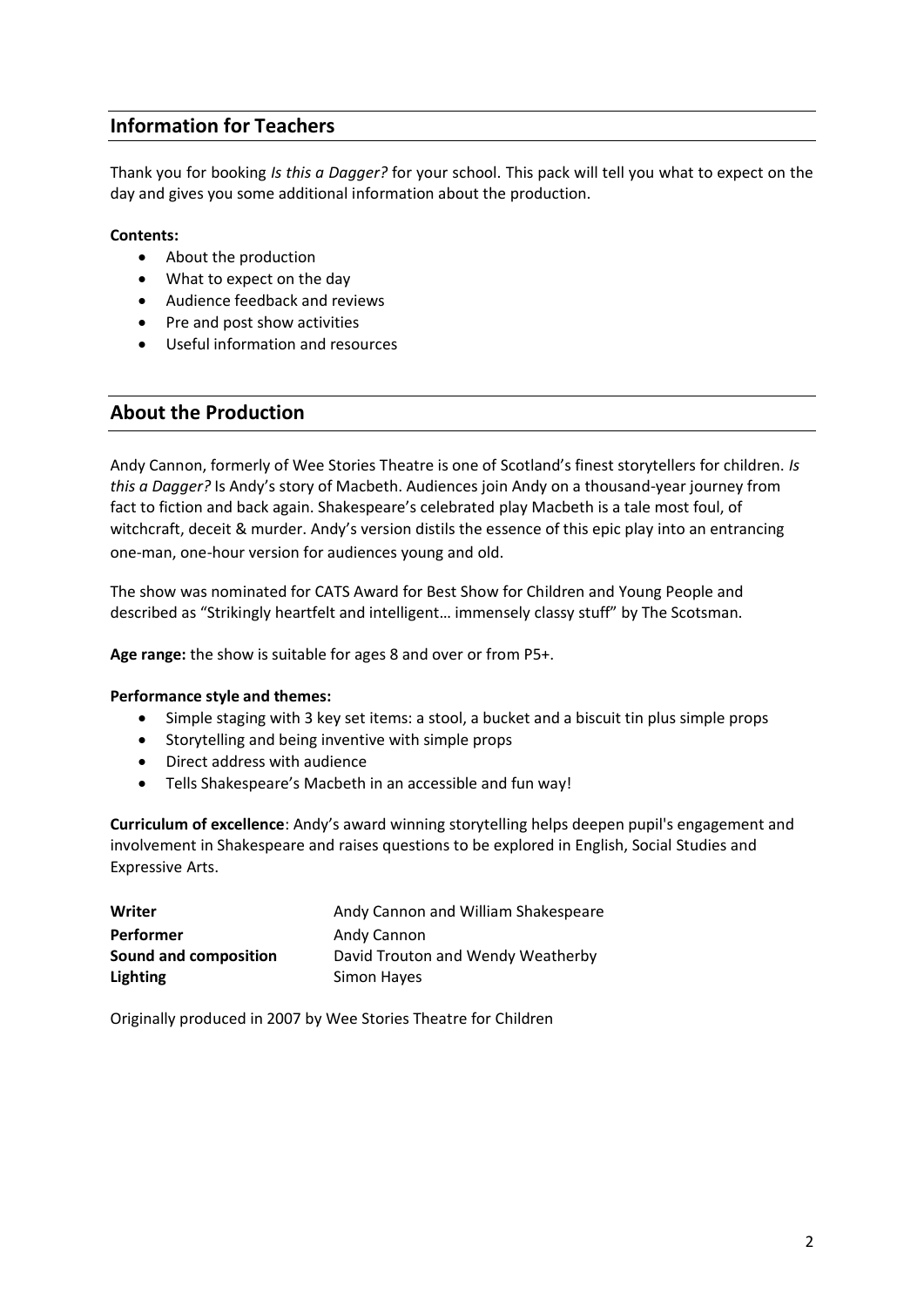## Information for Teachers

Thank you for booking *Is this a Dagger?* for your school. This pack will tell you what to expect on the day and gives you some additional information about the production.

**Contents:**

- About the production
- What to expect on the day
- Audience feedback and reviews
- Pre and post show activities
- Useful information and resources

## About the Production

Andy Cannon, formerly of Wee Stories Theatre is one of Scotland's finest storytellers for children. *Is this a Dagger?* Is Andy's story of Macbeth. Audiences join Andy on a thousand-year journey from fact to fiction and back again. Shakespeare's celebrated play Macbeth is a tale most foul, of witchcraft, deceit & murder. Andy's version distils the essence of this epic play into an entrancing one-man, one-hour version for audiences young and old.

The show was nominated for CATS Award for Best Show for Children and Young People and described as "Strikingly heartfelt and intelligent… immensely classy stuff" by The Scotsman.

**Age range:** the show is suitable for ages 8 and over or from P5+.

**Performance style and themes:**

- Simple staging with 3 key set items: a stool, a bucket and a biscuit tin plus simple props
- Storytelling and being inventive with simple props
- Direct address with audience
- Tells Shakespeare's Macbeth in an accessible and fun way!

**Curriculum of excellence**: Andy's award winning storytelling helps deepen pupil's engagement and involvement in Shakespeare and raises questions to be explored in English, Social Studies and Expressive Arts.

| | |
|---|---|
| **Writer** | Andy Cannon and William Shakespeare |
| **Performer** | Andy Cannon |
| **Sound and composition** | David Trouton and Wendy Weatherby |
| **Lighting** | Simon Hayes |

Originally produced in 2007 by Wee Stories Theatre for Children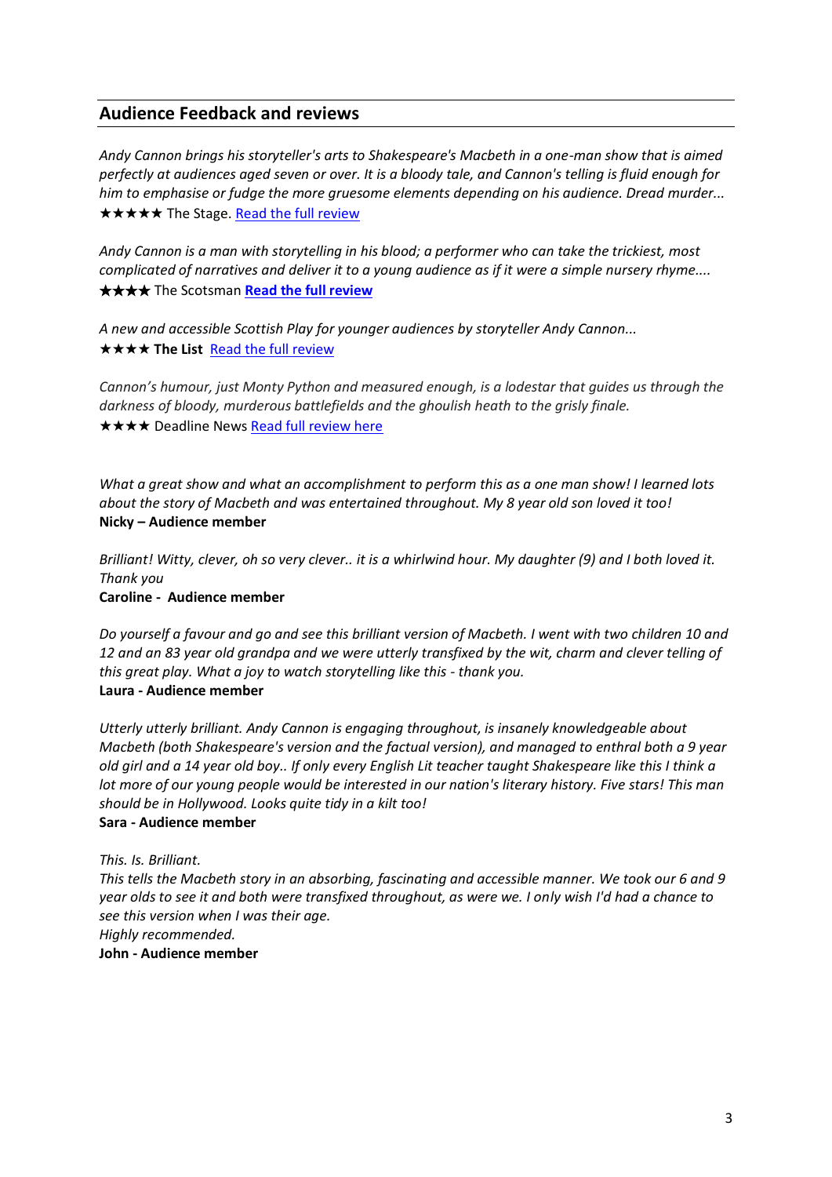## Audience Feedback and reviews

*Andy Cannon brings his storyteller's arts to Shakespeare's Macbeth in a one-man show that is aimed perfectly at audiences aged seven or over. It is a bloody tale, and Cannon's telling is fluid enough for him to emphasise or fudge the more gruesome elements depending on his audience. Dread murder...*
★★★★★ The Stage. Read the full review

*Andy Cannon is a man with storytelling in his blood; a performer who can take the trickiest, most complicated of narratives and deliver it to a young audience as if it were a simple nursery rhyme....*
★★★★ The Scotsman **Read the full review**

*A new and accessible Scottish Play for younger audiences by storyteller Andy Cannon...*
★★★★ **The List** Read the full review

*Cannon's humour, just Monty Python and measured enough, is a lodestar that guides us through the darkness of bloody, murderous battlefields and the ghoulish heath to the grisly finale.*
★★★★ Deadline News Read full review here

*What a great show and what an accomplishment to perform this as a one man show! I learned lots about the story of Macbeth and was entertained throughout. My 8 year old son loved it too!*
**Nicky – Audience member**

*Brilliant! Witty, clever, oh so very clever.. it is a whirlwind hour. My daughter (9) and I both loved it. Thank you*
**Caroline - Audience member**

*Do yourself a favour and go and see this brilliant version of Macbeth. I went with two children 10 and 12 and an 83 year old grandpa and we were utterly transfixed by the wit, charm and clever telling of this great play. What a joy to watch storytelling like this - thank you.*
**Laura - Audience member**

*Utterly utterly brilliant. Andy Cannon is engaging throughout, is insanely knowledgeable about Macbeth (both Shakespeare's version and the factual version), and managed to enthral both a 9 year old girl and a 14 year old boy.. If only every English Lit teacher taught Shakespeare like this I think a lot more of our young people would be interested in our nation's literary history. Five stars! This man should be in Hollywood. Looks quite tidy in a kilt too!*
**Sara - Audience member**

*This. Is. Brilliant.*
*This tells the Macbeth story in an absorbing, fascinating and accessible manner. We took our 6 and 9 year olds to see it and both were transfixed throughout, as were we. I only wish I'd had a chance to see this version when I was their age.*
*Highly recommended.*
**John - Audience member**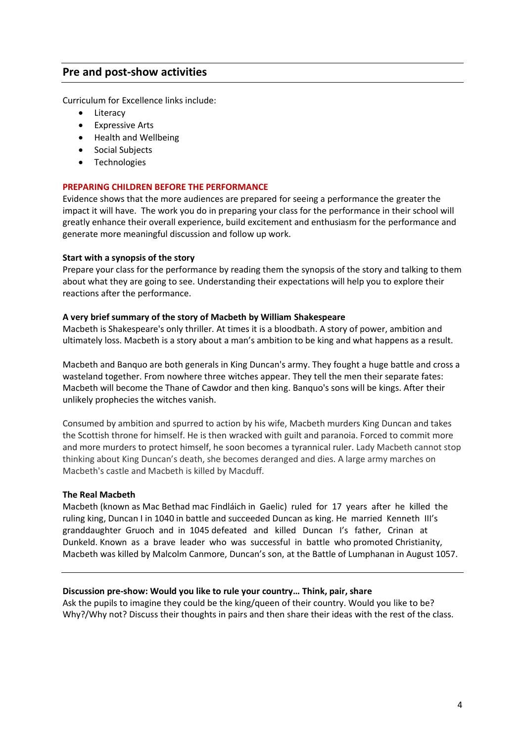## Pre and post-show activities

Curriculum for Excellence links include:

- Literacy
- Expressive Arts
- Health and Wellbeing
- Social Subjects
- Technologies

**PREPARING CHILDREN BEFORE THE PERFORMANCE**

Evidence shows that the more audiences are prepared for seeing a performance the greater the impact it will have. The work you do in preparing your class for the performance in their school will greatly enhance their overall experience, build excitement and enthusiasm for the performance and generate more meaningful discussion and follow up work.

**Start with a synopsis of the story**

Prepare your class for the performance by reading them the synopsis of the story and talking to them about what they are going to see. Understanding their expectations will help you to explore their reactions after the performance.

**A very brief summary of the story of Macbeth by William Shakespeare**

Macbeth is Shakespeare's only thriller. At times it is a bloodbath. A story of power, ambition and ultimately loss. Macbeth is a story about a man's ambition to be king and what happens as a result.

Macbeth and Banquo are both generals in King Duncan's army. They fought a huge battle and cross a wasteland together. From nowhere three witches appear. They tell the men their separate fates: Macbeth will become the Thane of Cawdor and then king. Banquo's sons will be kings. After their unlikely prophecies the witches vanish.

Consumed by ambition and spurred to action by his wife, Macbeth murders King Duncan and takes the Scottish throne for himself. He is then wracked with guilt and paranoia. Forced to commit more and more murders to protect himself, he soon becomes a tyrannical ruler. Lady Macbeth cannot stop thinking about King Duncan's death, she becomes deranged and dies. A large army marches on Macbeth's castle and Macbeth is killed by Macduff.

**The Real Macbeth**

Macbeth (known as Mac Bethad mac Findláich in Gaelic) ruled for 17 years after he killed the ruling king, Duncan I in 1040 in battle and succeeded Duncan as king. He married Kenneth III's granddaughter Gruoch and in 1045 defeated and killed Duncan I's father, Crinan at Dunkeld. Known as a brave leader who was successful in battle who promoted Christianity, Macbeth was killed by Malcolm Canmore, Duncan's son, at the Battle of Lumphanan in August 1057.

---

**Discussion pre-show: Would you like to rule your country… Think, pair, share**

Ask the pupils to imagine they could be the king/queen of their country. Would you like to be? Why?/Why not? Discuss their thoughts in pairs and then share their ideas with the rest of the class.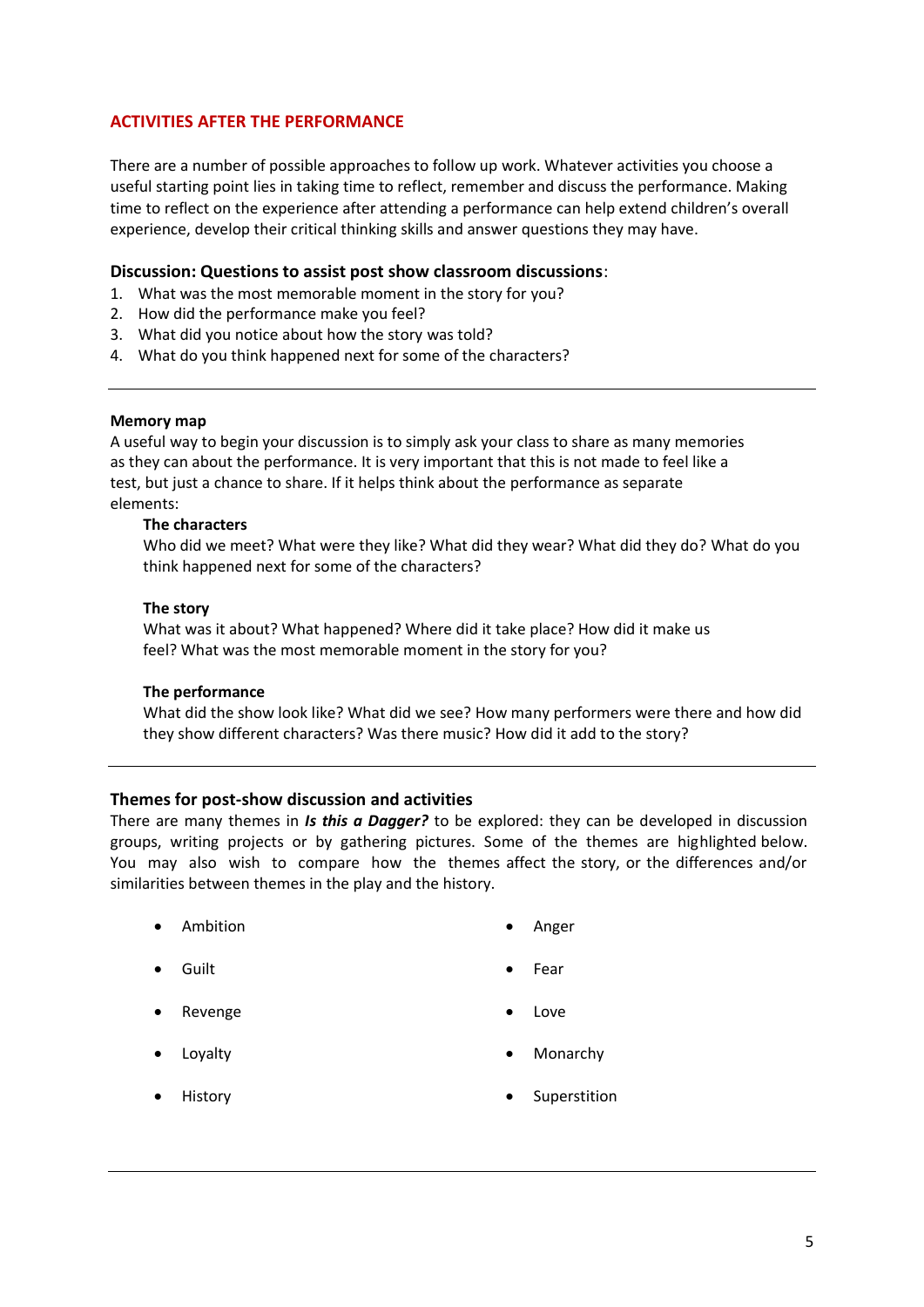## ACTIVITIES AFTER THE PERFORMANCE

There are a number of possible approaches to follow up work. Whatever activities you choose a useful starting point lies in taking time to reflect, remember and discuss the performance. Making time to reflect on the experience after attending a performance can help extend children's overall experience, develop their critical thinking skills and answer questions they may have.

### Discussion: Questions to assist post show classroom discussions:

1. What was the most memorable moment in the story for you?
2. How did the performance make you feel?
3. What did you notice about how the story was told?
4. What do you think happened next for some of the characters?

---

**Memory map**

A useful way to begin your discussion is to simply ask your class to share as many memories as they can about the performance. It is very important that this is not made to feel like a test, but just a chance to share. If it helps think about the performance as separate elements:

**The characters**
Who did we meet? What were they like? What did they wear? What did they do? What do you think happened next for some of the characters?

**The story**
What was it about? What happened? Where did it take place? How did it make us feel? What was the most memorable moment in the story for you?

**The performance**
What did the show look like? What did we see? How many performers were there and how did they show different characters? Was there music? How did it add to the story?

---

### Themes for post-show discussion and activities

There are many themes in ***Is this a Dagger?*** to be explored: they can be developed in discussion groups, writing projects or by gathering pictures. Some of the themes are highlighted below. You may also wish to compare how the themes affect the story, or the differences and/or similarities between themes in the play and the history.

- Ambition
- Anger
- Guilt
- Fear
- Revenge
- Love
- Loyalty
- Monarchy
- History
- Superstition

---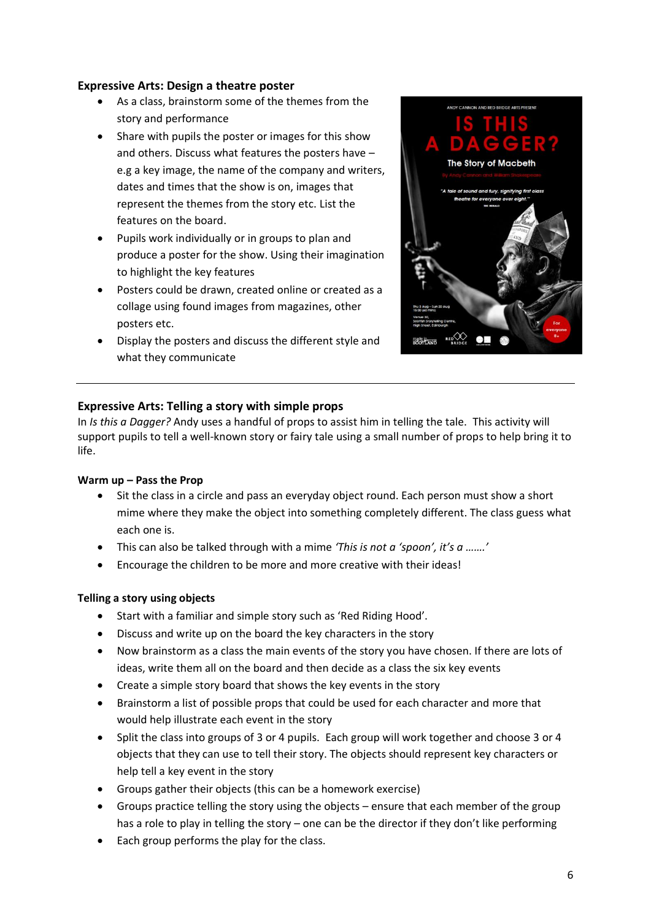### Expressive Arts: Design a theatre poster

- As a class, brainstorm some of the themes from the story and performance
- Share with pupils the poster or images for this show and others. Discuss what features the posters have – e.g a key image, the name of the company and writers, dates and times that the show is on, images that represent the themes from the story etc. List the features on the board.
- Pupils work individually or in groups to plan and produce a poster for the show. Using their imagination to highlight the key features
- Posters could be drawn, created online or created as a collage using found images from magazines, other posters etc.
- Display the posters and discuss the different style and what they communicate

---

### Expressive Arts: Telling a story with simple props

In *Is this a Dagger?* Andy uses a handful of props to assist him in telling the tale. This activity will support pupils to tell a well-known story or fairy tale using a small number of props to help bring it to life.

#### Warm up – Pass the Prop

- Sit the class in a circle and pass an everyday object round. Each person must show a short mime where they make the object into something completely different. The class guess what each one is.
- This can also be talked through with a mime *'This is not a 'spoon', it's a …….'*
- Encourage the children to be more and more creative with their ideas!

#### Telling a story using objects

- Start with a familiar and simple story such as 'Red Riding Hood'.
- Discuss and write up on the board the key characters in the story
- Now brainstorm as a class the main events of the story you have chosen. If there are lots of ideas, write them all on the board and then decide as a class the six key events
- Create a simple story board that shows the key events in the story
- Brainstorm a list of possible props that could be used for each character and more that would help illustrate each event in the story
- Split the class into groups of 3 or 4 pupils. Each group will work together and choose 3 or 4 objects that they can use to tell their story. The objects should represent key characters or help tell a key event in the story
- Groups gather their objects (this can be a homework exercise)
- Groups practice telling the story using the objects – ensure that each member of the group has a role to play in telling the story – one can be the director if they don't like performing
- Each group performs the play for the class.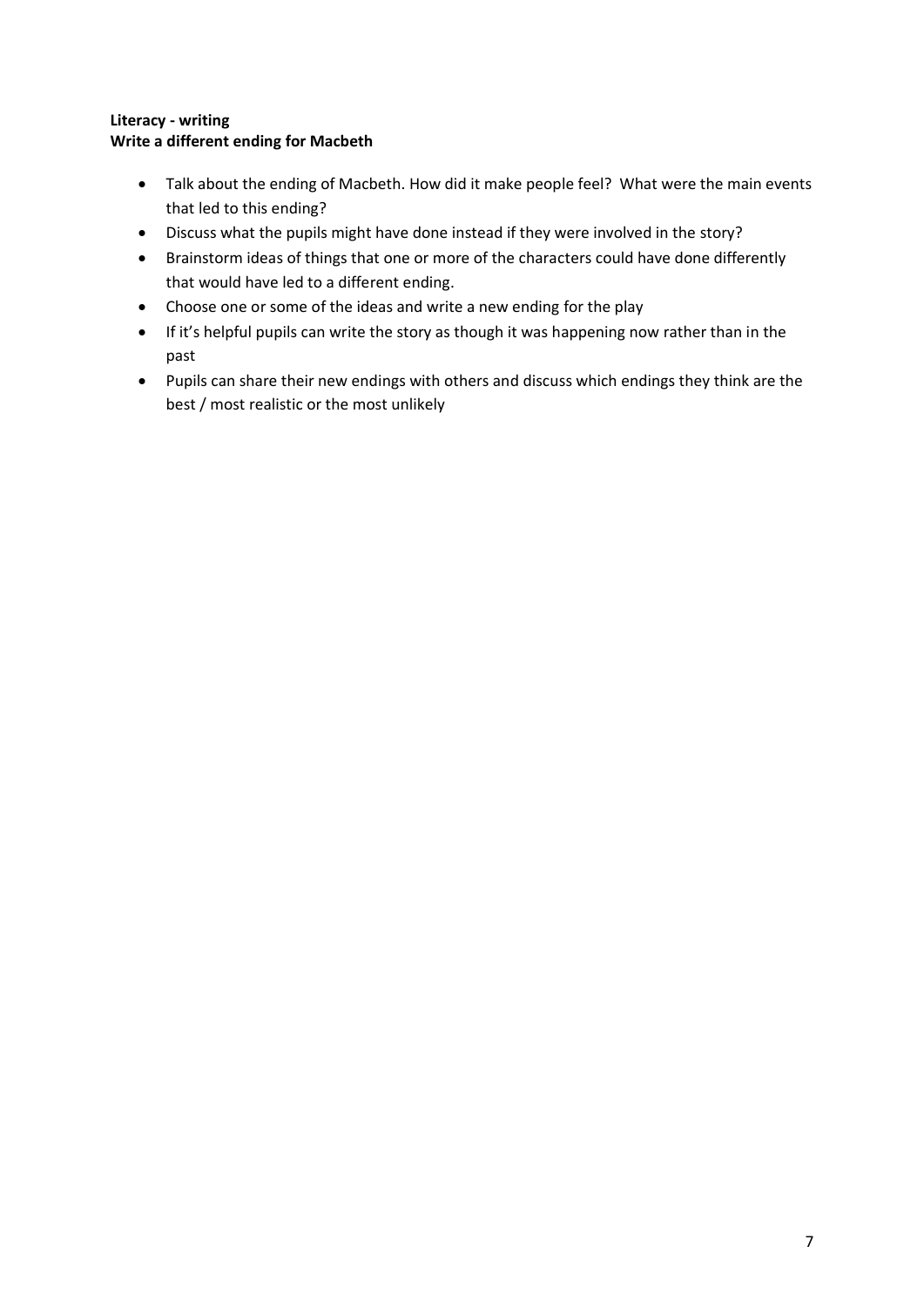**Literacy - writing**
**Write a different ending for Macbeth**

- Talk about the ending of Macbeth. How did it make people feel? What were the main events that led to this ending?
- Discuss what the pupils might have done instead if they were involved in the story?
- Brainstorm ideas of things that one or more of the characters could have done differently that would have led to a different ending.
- Choose one or some of the ideas and write a new ending for the play
- If it's helpful pupils can write the story as though it was happening now rather than in the past
- Pupils can share their new endings with others and discuss which endings they think are the best / most realistic or the most unlikely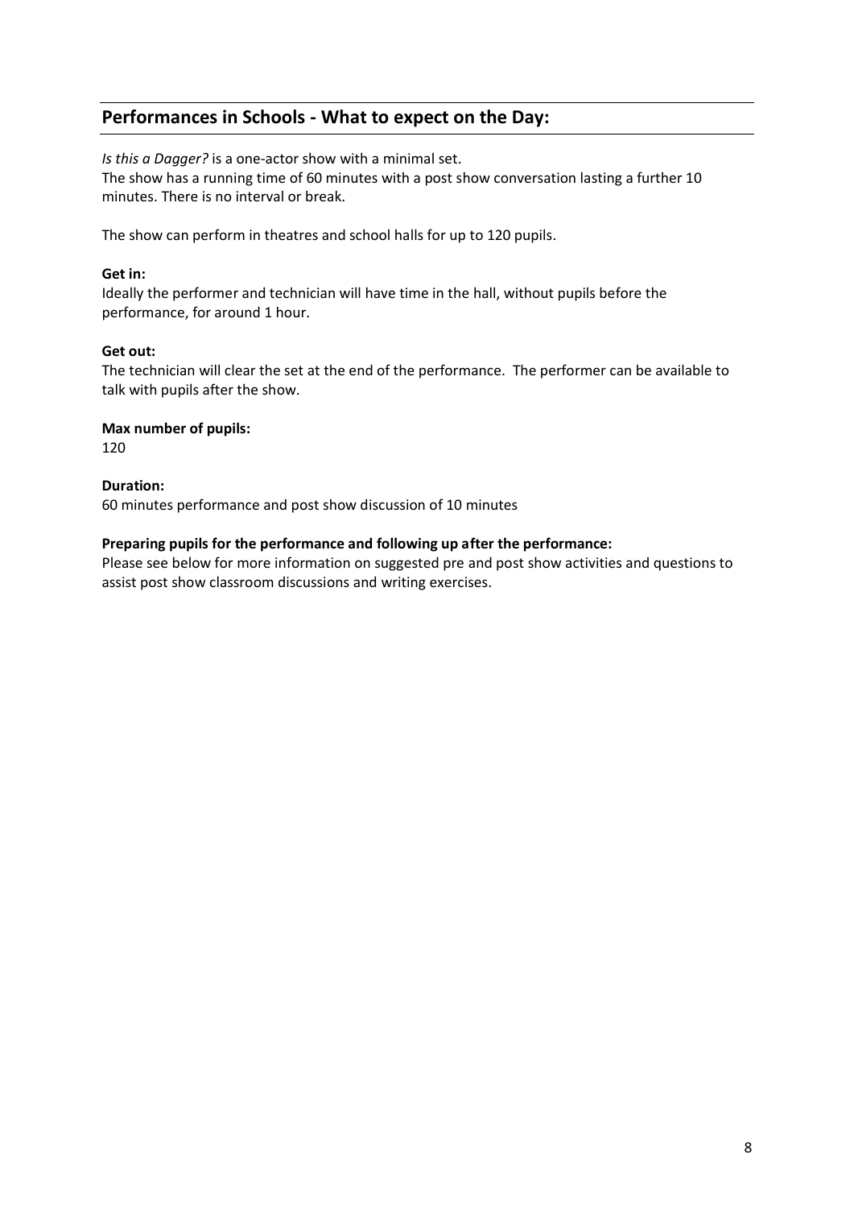## Performances in Schools - What to expect on the Day:

*Is this a Dagger?* is a one-actor show with a minimal set.
The show has a running time of 60 minutes with a post show conversation lasting a further 10 minutes. There is no interval or break.

The show can perform in theatres and school halls for up to 120 pupils.

**Get in:**
Ideally the performer and technician will have time in the hall, without pupils before the performance, for around 1 hour.

**Get out:**
The technician will clear the set at the end of the performance. The performer can be available to talk with pupils after the show.

**Max number of pupils:**
120

**Duration:**
60 minutes performance and post show discussion of 10 minutes

**Preparing pupils for the performance and following up after the performance:**
Please see below for more information on suggested pre and post show activities and questions to assist post show classroom discussions and writing exercises.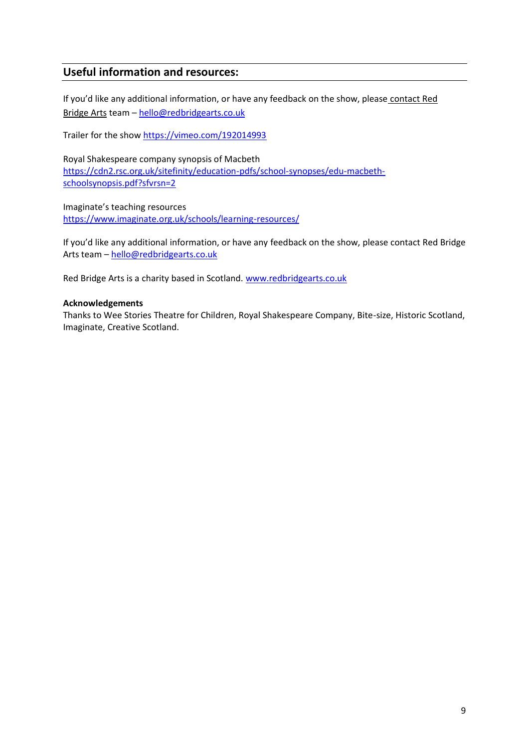## Useful information and resources:

If you'd like any additional information, or have any feedback on the show, please contact Red Bridge Arts team – hello@redbridgearts.co.uk

Trailer for the show https://vimeo.com/192014993

Royal Shakespeare company synopsis of Macbeth
https://cdn2.rsc.org.uk/sitefinity/education-pdfs/school-synopses/edu-macbeth-schoolsynopsis.pdf?sfvrsn=2

Imaginate's teaching resources
https://www.imaginate.org.uk/schools/learning-resources/

If you'd like any additional information, or have any feedback on the show, please contact Red Bridge Arts team – hello@redbridgearts.co.uk

Red Bridge Arts is a charity based in Scotland. www.redbridgearts.co.uk

**Acknowledgements**
Thanks to Wee Stories Theatre for Children, Royal Shakespeare Company, Bite-size, Historic Scotland, Imaginate, Creative Scotland.